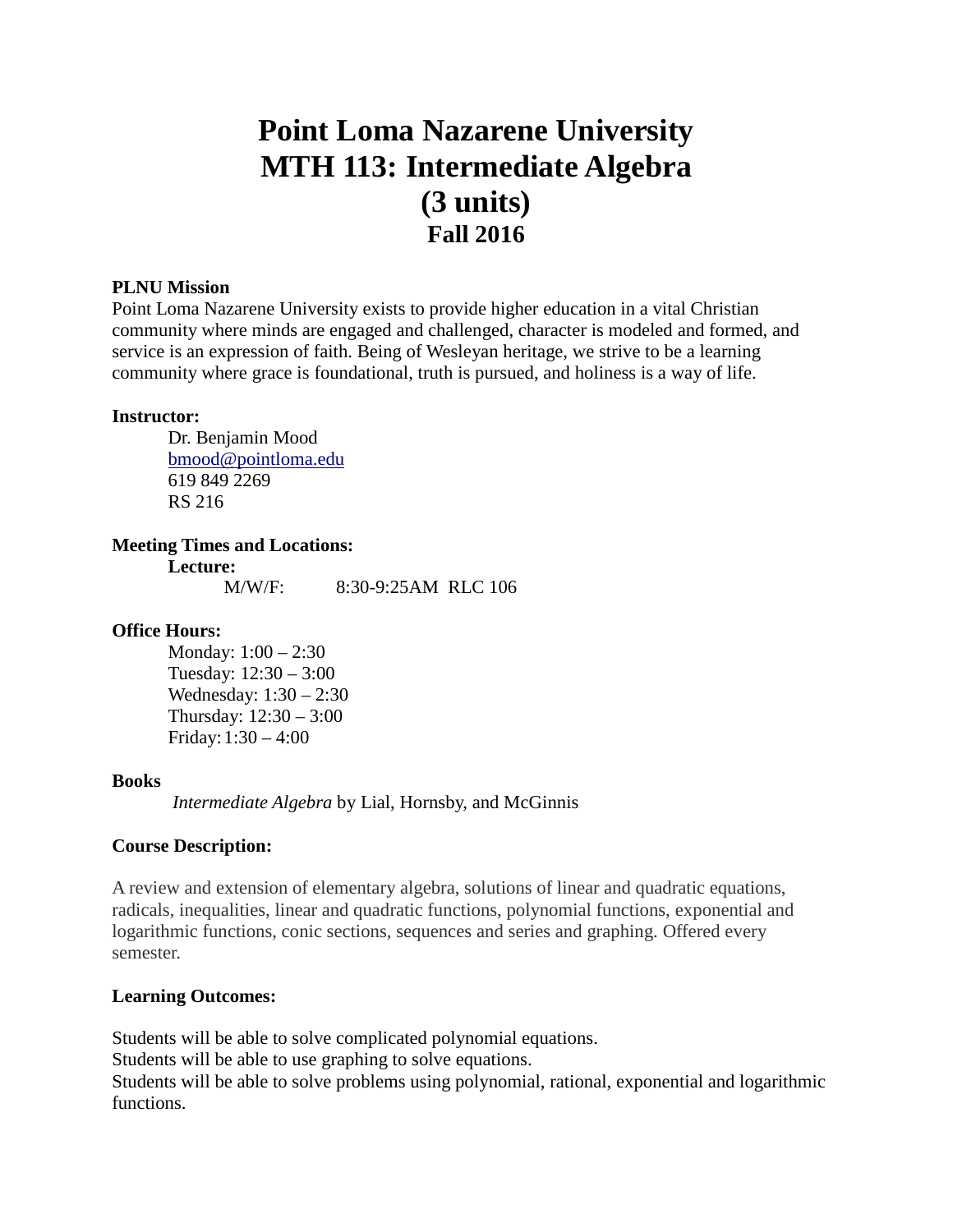# Point Loma Nazarene University
# MTH 113: Intermediate Algebra
# (3 units)
## Fall 2016

**PLNU Mission**

Point Loma Nazarene University exists to provide higher education in a vital Christian community where minds are engaged and challenged, character is modeled and formed, and service is an expression of faith. Being of Wesleyan heritage, we strive to be a learning community where grace is foundational, truth is pursued, and holiness is a way of life.

**Instructor:**

Dr. Benjamin Mood
bmood@pointloma.edu
619 849 2269
RS 216

**Meeting Times and Locations:**

**Lecture:**

M/W/F: 8:30-9:25AM RLC 106

**Office Hours:**

Monday: 1:00 – 2:30
Tuesday: 12:30 – 3:00
Wednesday: 1:30 – 2:30
Thursday: 12:30 – 3:00
Friday: 1:30 – 4:00

**Books**

*Intermediate Algebra* by Lial, Hornsby, and McGinnis

**Course Description:**

A review and extension of elementary algebra, solutions of linear and quadratic equations, radicals, inequalities, linear and quadratic functions, polynomial functions, exponential and logarithmic functions, conic sections, sequences and series and graphing. Offered every semester.

**Learning Outcomes:**

Students will be able to solve complicated polynomial equations.
Students will be able to use graphing to solve equations.
Students will be able to solve problems using polynomial, rational, exponential and logarithmic functions.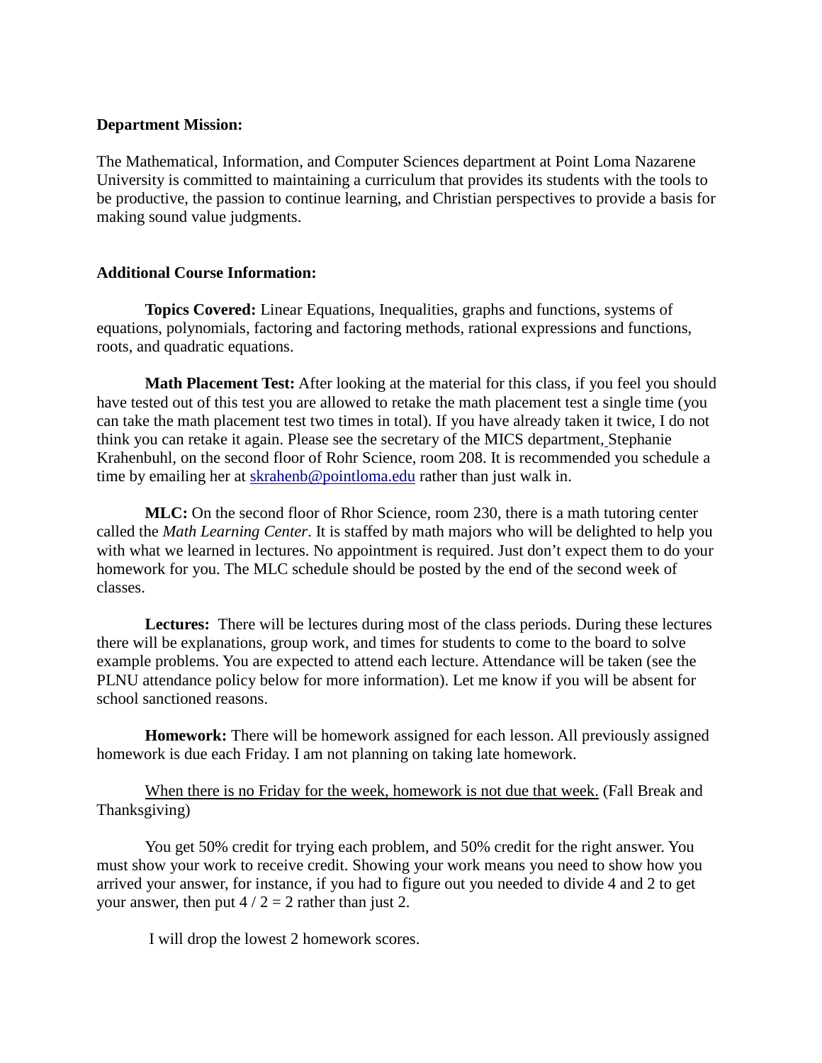**Department Mission:**

The Mathematical, Information, and Computer Sciences department at Point Loma Nazarene University is committed to maintaining a curriculum that provides its students with the tools to be productive, the passion to continue learning, and Christian perspectives to provide a basis for making sound value judgments.

**Additional Course Information:**

**Topics Covered:** Linear Equations, Inequalities, graphs and functions, systems of equations, polynomials, factoring and factoring methods, rational expressions and functions, roots, and quadratic equations.

**Math Placement Test:** After looking at the material for this class, if you feel you should have tested out of this test you are allowed to retake the math placement test a single time (you can take the math placement test two times in total). If you have already taken it twice, I do not think you can retake it again. Please see the secretary of the MICS department, Stephanie Krahenbuhl, on the second floor of Rohr Science, room 208. It is recommended you schedule a time by emailing her at skrahenb@pointloma.edu rather than just walk in.

**MLC:** On the second floor of Rhor Science, room 230, there is a math tutoring center called the *Math Learning Center*. It is staffed by math majors who will be delighted to help you with what we learned in lectures. No appointment is required. Just don't expect them to do your homework for you. The MLC schedule should be posted by the end of the second week of classes.

**Lectures:** There will be lectures during most of the class periods. During these lectures there will be explanations, group work, and times for students to come to the board to solve example problems. You are expected to attend each lecture. Attendance will be taken (see the PLNU attendance policy below for more information). Let me know if you will be absent for school sanctioned reasons.

**Homework:** There will be homework assigned for each lesson. All previously assigned homework is due each Friday. I am not planning on taking late homework.

<u>When there is no Friday for the week, homework is not due that week.</u> (Fall Break and Thanksgiving)

You get 50% credit for trying each problem, and 50% credit for the right answer. You must show your work to receive credit. Showing your work means you need to show how you arrived your answer, for instance, if you had to figure out you needed to divide 4 and 2 to get your answer, then put $4 / 2 = 2$ rather than just 2.

I will drop the lowest 2 homework scores.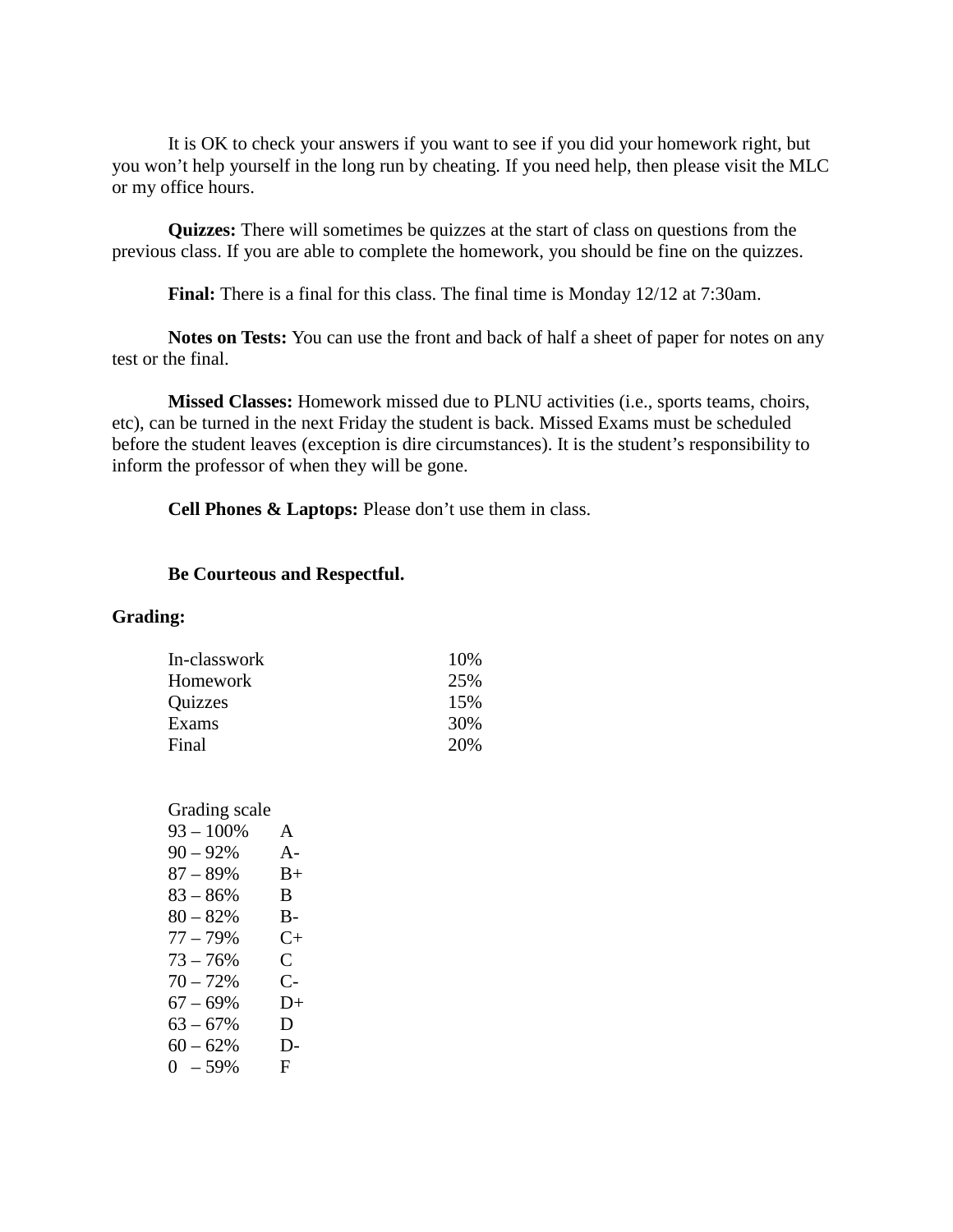It is OK to check your answers if you want to see if you did your homework right, but you won't help yourself in the long run by cheating. If you need help, then please visit the MLC or my office hours.

**Quizzes:** There will sometimes be quizzes at the start of class on questions from the previous class. If you are able to complete the homework, you should be fine on the quizzes.

**Final:** There is a final for this class. The final time is Monday 12/12 at 7:30am.

**Notes on Tests:** You can use the front and back of half a sheet of paper for notes on any test or the final.

**Missed Classes:** Homework missed due to PLNU activities (i.e., sports teams, choirs, etc), can be turned in the next Friday the student is back. Missed Exams must be scheduled before the student leaves (exception is dire circumstances). It is the student's responsibility to inform the professor of when they will be gone.

**Cell Phones & Laptops:** Please don't use them in class.

**Be Courteous and Respectful.**

**Grading:**

| | |
|---|---|
| In-classwork | 10% |
| Homework | 25% |
| Quizzes | 15% |
| Exams | 30% |
| Final | 20% |

Grading scale

| | |
|---|---|
| 93 – 100% | A |
| 90 – 92% | A- |
| 87 – 89% | B+ |
| 83 – 86% | B |
| 80 – 82% | B- |
| 77 – 79% | C+ |
| 73 – 76% | C |
| 70 – 72% | C- |
| 67 – 69% | D+ |
| 63 – 67% | D |
| 60 – 62% | D- |
| 0 – 59% | F |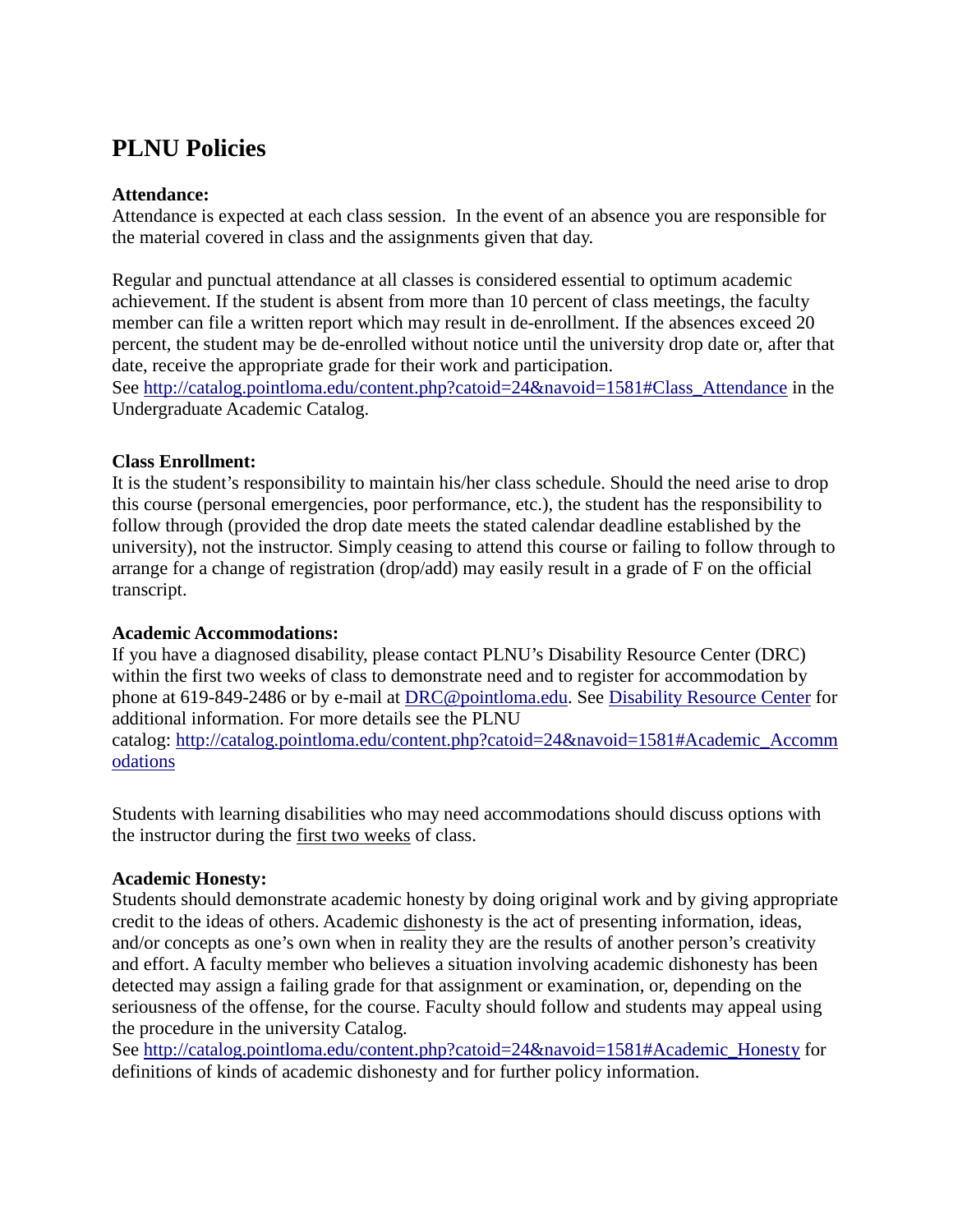## PLNU Policies

**Attendance:**
Attendance is expected at each class session. In the event of an absence you are responsible for the material covered in class and the assignments given that day.

Regular and punctual attendance at all classes is considered essential to optimum academic achievement. If the student is absent from more than 10 percent of class meetings, the faculty member can file a written report which may result in de-enrollment. If the absences exceed 20 percent, the student may be de-enrolled without notice until the university drop date or, after that date, receive the appropriate grade for their work and participation.
See [http://catalog.pointloma.edu/content.php?catoid=24&navoid=1581#Class_Attendance](http://catalog.pointloma.edu/content.php?catoid=24&navoid=1581#Class_Attendance) in the Undergraduate Academic Catalog.

**Class Enrollment:**
It is the student's responsibility to maintain his/her class schedule. Should the need arise to drop this course (personal emergencies, poor performance, etc.), the student has the responsibility to follow through (provided the drop date meets the stated calendar deadline established by the university), not the instructor. Simply ceasing to attend this course or failing to follow through to arrange for a change of registration (drop/add) may easily result in a grade of F on the official transcript.

**Academic Accommodations:**
If you have a diagnosed disability, please contact PLNU's Disability Resource Center (DRC) within the first two weeks of class to demonstrate need and to register for accommodation by phone at 619-849-2486 or by e-mail at [DRC@pointloma.edu](mailto:DRC@pointloma.edu). See [Disability Resource Center]() for additional information. For more details see the PLNU catalog: [http://catalog.pointloma.edu/content.php?catoid=24&navoid=1581#Academic_Accommodations](http://catalog.pointloma.edu/content.php?catoid=24&navoid=1581#Academic_Accommodations)

Students with learning disabilities who may need accommodations should discuss options with the instructor during the first two weeks of class.

**Academic Honesty:**
Students should demonstrate academic honesty by doing original work and by giving appropriate credit to the ideas of others. Academic dishonesty is the act of presenting information, ideas, and/or concepts as one's own when in reality they are the results of another person's creativity and effort. A faculty member who believes a situation involving academic dishonesty has been detected may assign a failing grade for that assignment or examination, or, depending on the seriousness of the offense, for the course. Faculty should follow and students may appeal using the procedure in the university Catalog.
See [http://catalog.pointloma.edu/content.php?catoid=24&navoid=1581#Academic_Honesty](http://catalog.pointloma.edu/content.php?catoid=24&navoid=1581#Academic_Honesty) for definitions of kinds of academic dishonesty and for further policy information.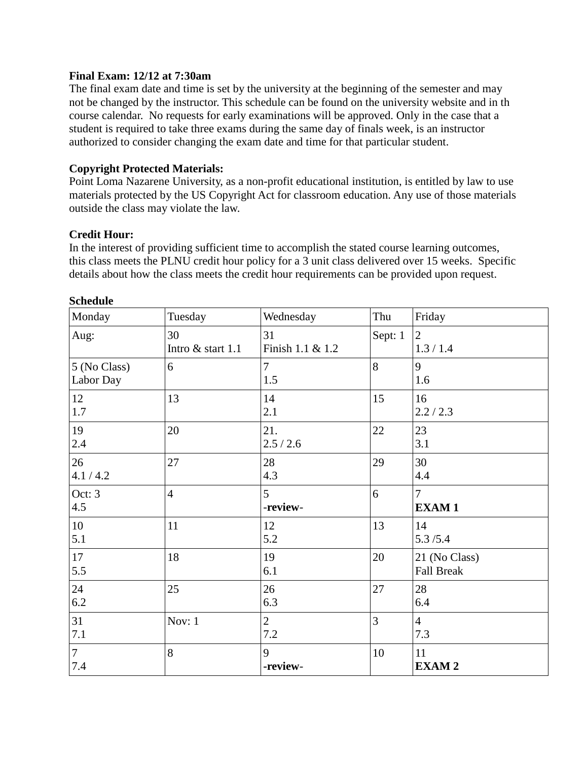**Final Exam: 12/12 at 7:30am**

The final exam date and time is set by the university at the beginning of the semester and may not be changed by the instructor. This schedule can be found on the university website and in th course calendar. No requests for early examinations will be approved. Only in the case that a student is required to take three exams during the same day of finals week, is an instructor authorized to consider changing the exam date and time for that particular student.

**Copyright Protected Materials:**

Point Loma Nazarene University, as a non-profit educational institution, is entitled by law to use materials protected by the US Copyright Act for classroom education. Any use of those materials outside the class may violate the law.

**Credit Hour:**

In the interest of providing sufficient time to accomplish the stated course learning outcomes, this class meets the PLNU credit hour policy for a 3 unit class delivered over 15 weeks. Specific details about how the class meets the credit hour requirements can be provided upon request.

**Schedule**

| Monday | Tuesday | Wednesday | Thu | Friday |
|---|---|---|---|---|
| Aug: | 30<br>Intro & start 1.1 | 31<br>Finish 1.1 & 1.2 | Sept: 1 | 2<br>1.3 / 1.4 |
| 5 (No Class)<br>Labor Day | 6 | 7<br>1.5 | 8 | 9<br>1.6 |
| 12<br>1.7 | 13 | 14<br>2.1 | 15 | 16<br>2.2 / 2.3 |
| 19<br>2.4 | 20 | 21.<br>2.5 / 2.6 | 22 | 23<br>3.1 |
| 26<br>4.1 / 4.2 | 27 | 28<br>4.3 | 29 | 30<br>4.4 |
| Oct: 3<br>4.5 | 4 | 5<br>**-review-** | 6 | 7<br>**EXAM 1** |
| 10<br>5.1 | 11 | 12<br>5.2 | 13 | 14<br>5.3 /5.4 |
| 17<br>5.5 | 18 | 19<br>6.1 | 20 | 21 (No Class)<br>Fall Break |
| 24<br>6.2 | 25 | 26<br>6.3 | 27 | 28<br>6.4 |
| 31<br>7.1 | Nov: 1 | 2<br>7.2 | 3 | 4<br>7.3 |
| 7<br>7.4 | 8 | 9<br>**-review-** | 10 | 11<br>**EXAM 2** |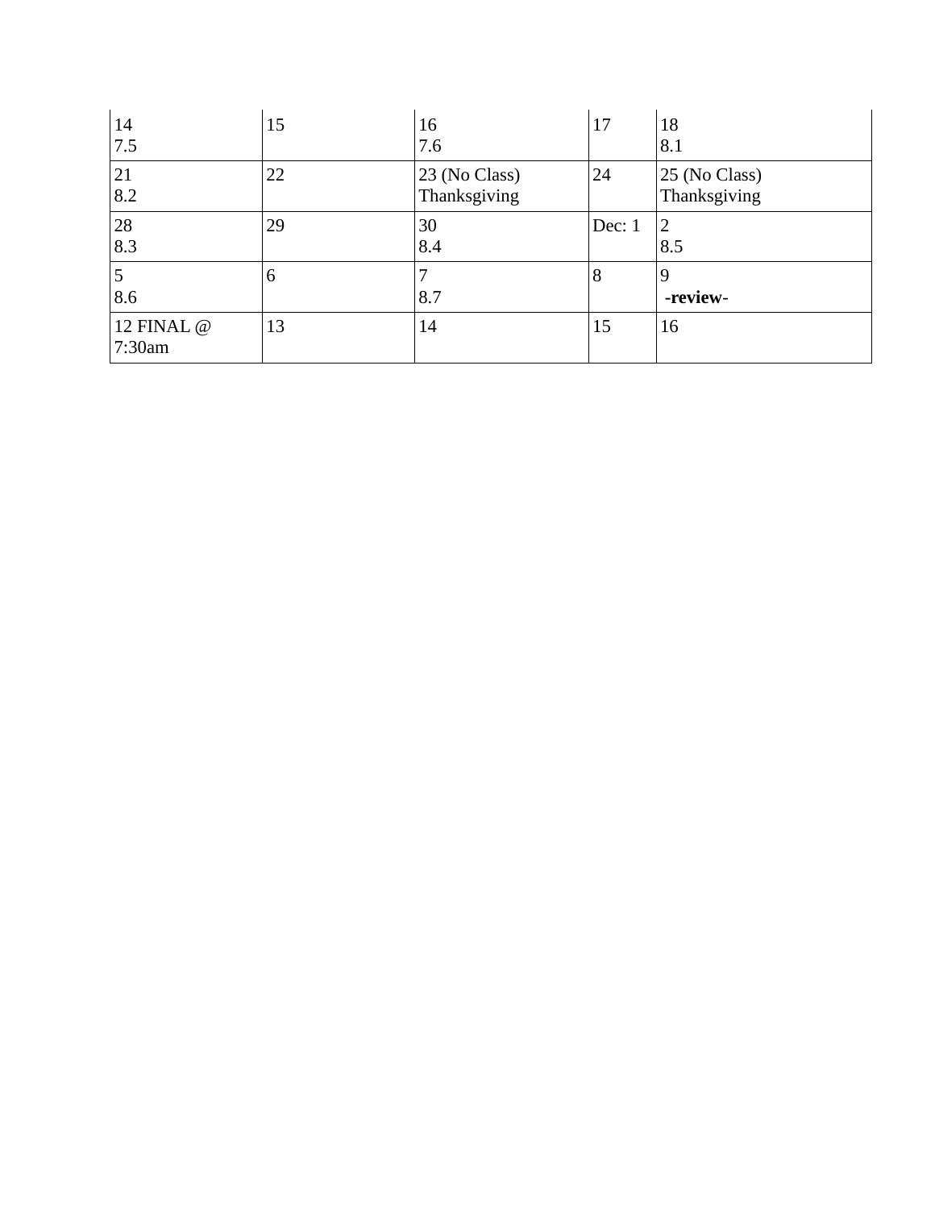| | | | | |
|---|---|---|---|---|
| 14<br>7.5 | 15 | 16<br>7.6 | 17 | 18<br>8.1 |
| 21<br>8.2 | 22 | 23 (No Class)<br>Thanksgiving | 24 | 25 (No Class)<br>Thanksgiving |
| 28<br>8.3 | 29 | 30<br>8.4 | Dec: 1 | 2<br>8.5 |
| 5<br>8.6 | 6 | 7<br>8.7 | 8 | 9<br>**-review-** |
| 12 FINAL @<br>7:30am | 13 | 14 | 15 | 16 |